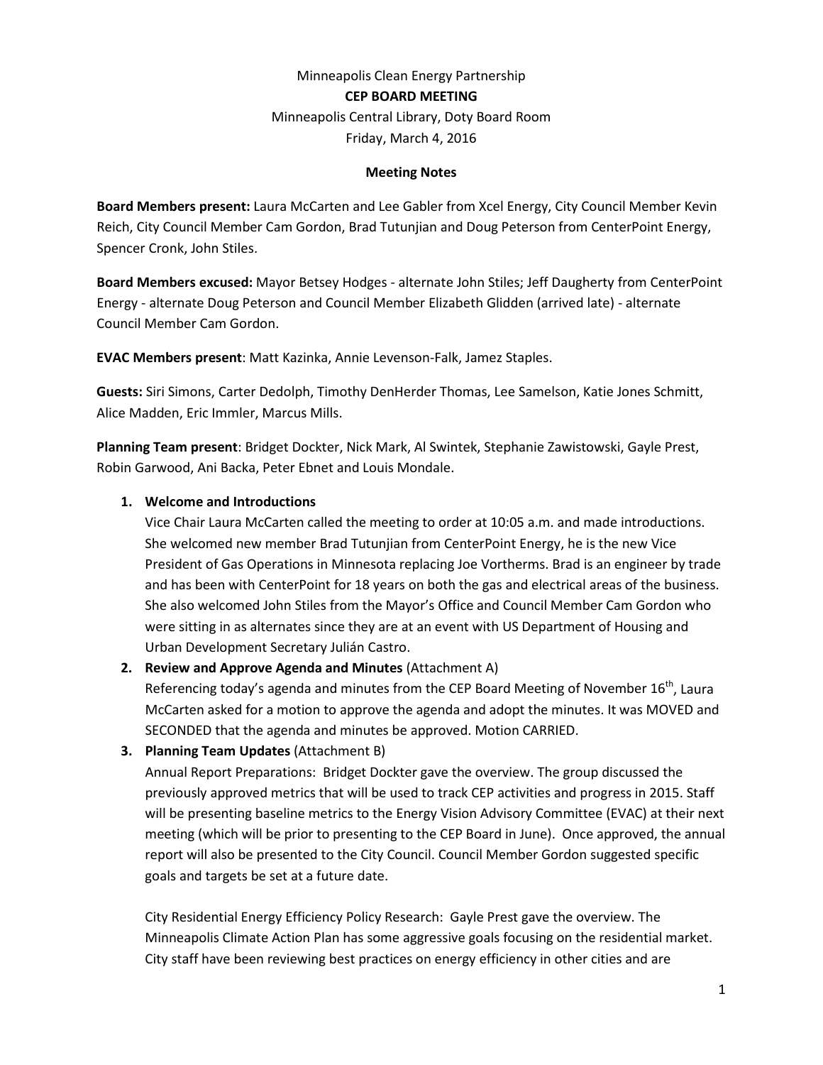Minneapolis Clean Energy Partnership

**CEP BOARD MEETING**

Minneapolis Central Library, Doty Board Room

Friday, March 4, 2016

**Meeting Notes**

**Board Members present:** Laura McCarten and Lee Gabler from Xcel Energy, City Council Member Kevin Reich, City Council Member Cam Gordon, Brad Tutunjian and Doug Peterson from CenterPoint Energy, Spencer Cronk, John Stiles.

**Board Members excused:** Mayor Betsey Hodges - alternate John Stiles; Jeff Daugherty from CenterPoint Energy - alternate Doug Peterson and Council Member Elizabeth Glidden (arrived late) - alternate Council Member Cam Gordon.

**EVAC Members present**: Matt Kazinka, Annie Levenson-Falk, Jamez Staples.

**Guests:** Siri Simons, Carter Dedolph, Timothy DenHerder Thomas, Lee Samelson, Katie Jones Schmitt, Alice Madden, Eric Immler, Marcus Mills.

**Planning Team present**: Bridget Dockter, Nick Mark, Al Swintek, Stephanie Zawistowski, Gayle Prest, Robin Garwood, Ani Backa, Peter Ebnet and Louis Mondale.

1. **Welcome and Introductions**
   Vice Chair Laura McCarten called the meeting to order at 10:05 a.m. and made introductions. She welcomed new member Brad Tutunjian from CenterPoint Energy, he is the new Vice President of Gas Operations in Minnesota replacing Joe Vortherms. Brad is an engineer by trade and has been with CenterPoint for 18 years on both the gas and electrical areas of the business. She also welcomed John Stiles from the Mayor's Office and Council Member Cam Gordon who were sitting in as alternates since they are at an event with US Department of Housing and Urban Development Secretary Julián Castro.
2. **Review and Approve Agenda and Minutes** (Attachment A)
   Referencing today's agenda and minutes from the CEP Board Meeting of November 16th, Laura McCarten asked for a motion to approve the agenda and adopt the minutes. It was MOVED and SECONDED that the agenda and minutes be approved. Motion CARRIED.
3. **Planning Team Updates** (Attachment B)
   Annual Report Preparations: Bridget Dockter gave the overview. The group discussed the previously approved metrics that will be used to track CEP activities and progress in 2015. Staff will be presenting baseline metrics to the Energy Vision Advisory Committee (EVAC) at their next meeting (which will be prior to presenting to the CEP Board in June). Once approved, the annual report will also be presented to the City Council. Council Member Gordon suggested specific goals and targets be set at a future date.

   City Residential Energy Efficiency Policy Research: Gayle Prest gave the overview. The Minneapolis Climate Action Plan has some aggressive goals focusing on the residential market. City staff have been reviewing best practices on energy efficiency in other cities and are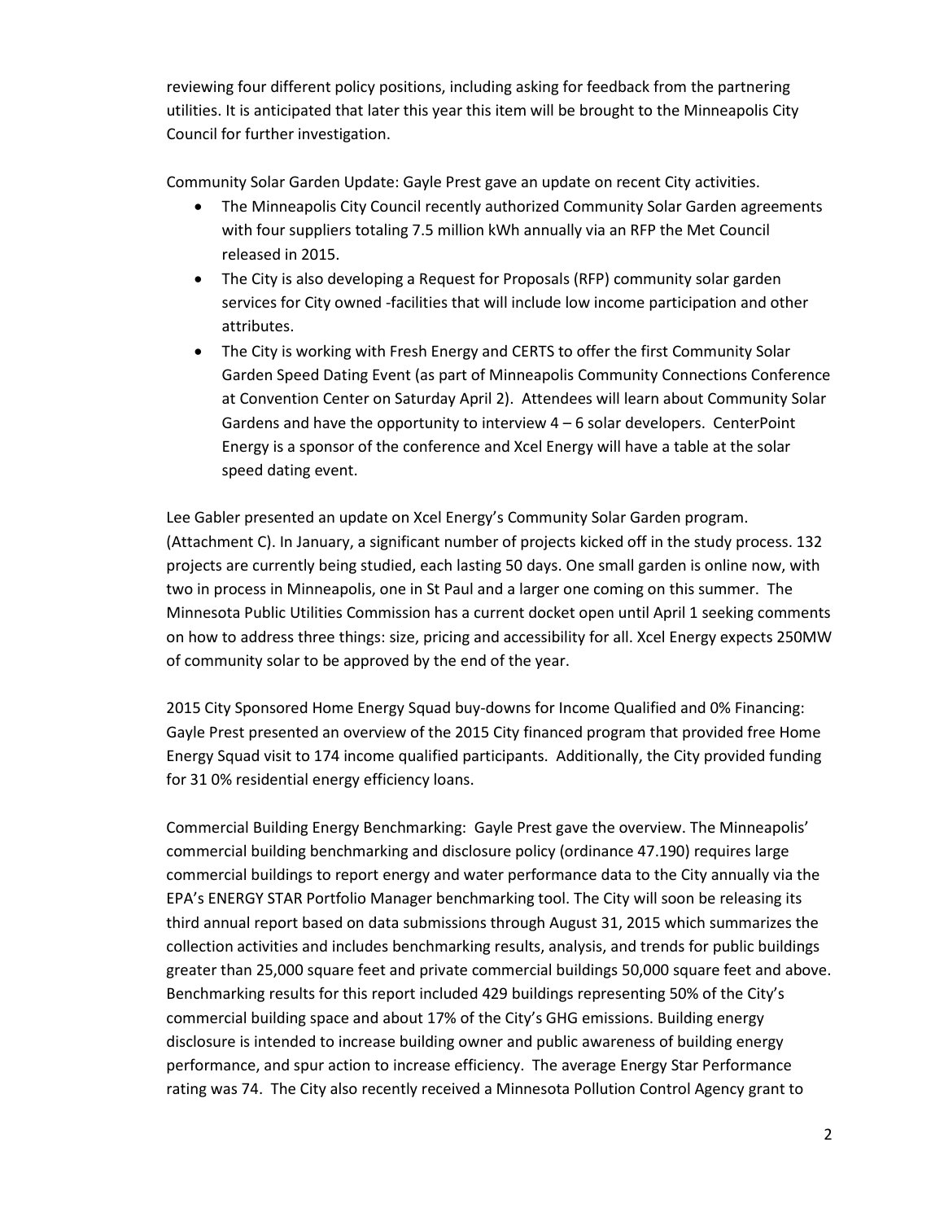reviewing four different policy positions, including asking for feedback from the partnering utilities. It is anticipated that later this year this item will be brought to the Minneapolis City Council for further investigation.

Community Solar Garden Update: Gayle Prest gave an update on recent City activities.

- The Minneapolis City Council recently authorized Community Solar Garden agreements with four suppliers totaling 7.5 million kWh annually via an RFP the Met Council released in 2015.
- The City is also developing a Request for Proposals (RFP) community solar garden services for City owned -facilities that will include low income participation and other attributes.
- The City is working with Fresh Energy and CERTS to offer the first Community Solar Garden Speed Dating Event (as part of Minneapolis Community Connections Conference at Convention Center on Saturday April 2). Attendees will learn about Community Solar Gardens and have the opportunity to interview 4 – 6 solar developers. CenterPoint Energy is a sponsor of the conference and Xcel Energy will have a table at the solar speed dating event.

Lee Gabler presented an update on Xcel Energy's Community Solar Garden program. (Attachment C). In January, a significant number of projects kicked off in the study process. 132 projects are currently being studied, each lasting 50 days. One small garden is online now, with two in process in Minneapolis, one in St Paul and a larger one coming on this summer. The Minnesota Public Utilities Commission has a current docket open until April 1 seeking comments on how to address three things: size, pricing and accessibility for all. Xcel Energy expects 250MW of community solar to be approved by the end of the year.

2015 City Sponsored Home Energy Squad buy-downs for Income Qualified and 0% Financing: Gayle Prest presented an overview of the 2015 City financed program that provided free Home Energy Squad visit to 174 income qualified participants. Additionally, the City provided funding for 31 0% residential energy efficiency loans.

Commercial Building Energy Benchmarking: Gayle Prest gave the overview. The Minneapolis' commercial building benchmarking and disclosure policy (ordinance 47.190) requires large commercial buildings to report energy and water performance data to the City annually via the EPA's ENERGY STAR Portfolio Manager benchmarking tool. The City will soon be releasing its third annual report based on data submissions through August 31, 2015 which summarizes the collection activities and includes benchmarking results, analysis, and trends for public buildings greater than 25,000 square feet and private commercial buildings 50,000 square feet and above. Benchmarking results for this report included 429 buildings representing 50% of the City's commercial building space and about 17% of the City's GHG emissions. Building energy disclosure is intended to increase building owner and public awareness of building energy performance, and spur action to increase efficiency. The average Energy Star Performance rating was 74. The City also recently received a Minnesota Pollution Control Agency grant to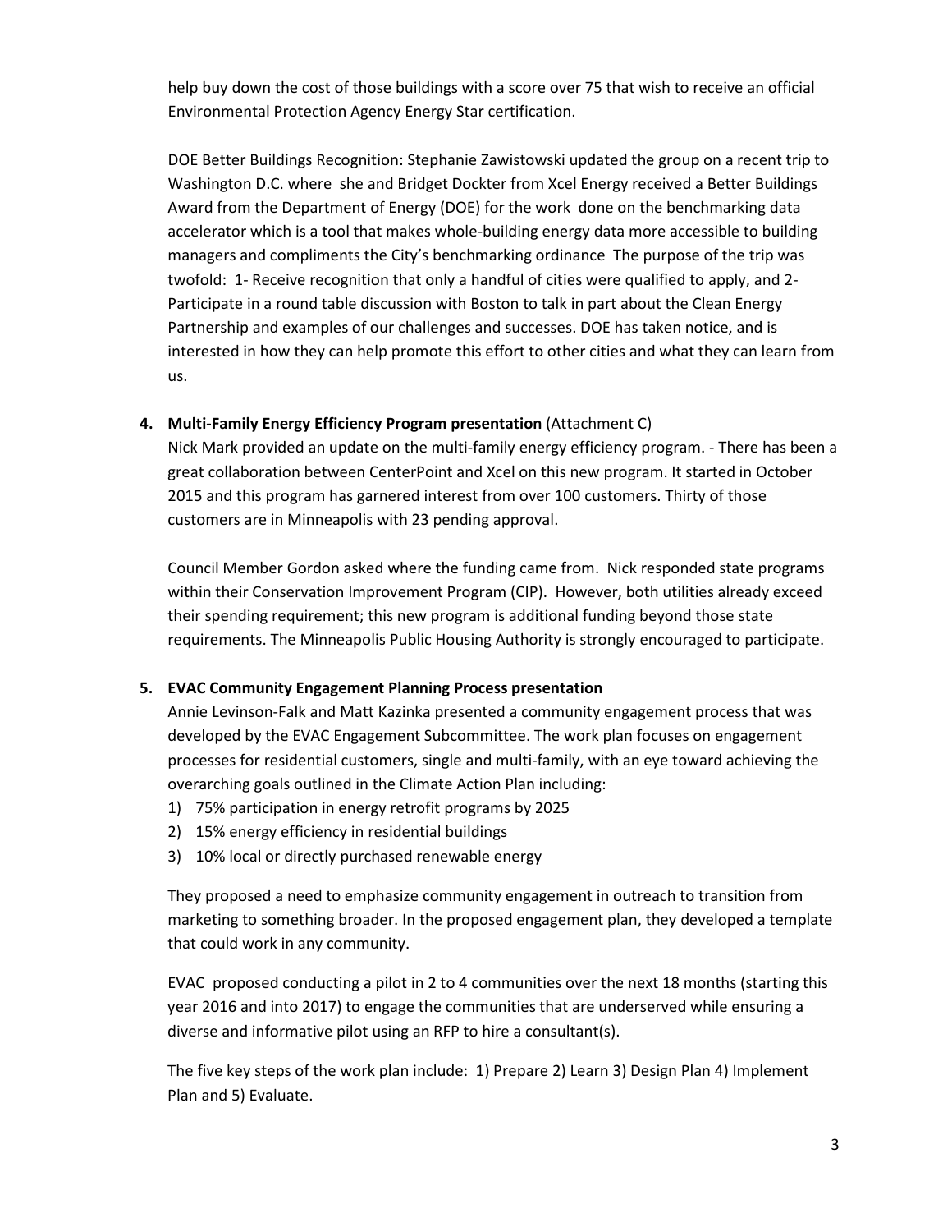help buy down the cost of those buildings with a score over 75 that wish to receive an official Environmental Protection Agency Energy Star certification.

DOE Better Buildings Recognition: Stephanie Zawistowski updated the group on a recent trip to Washington D.C. where she and Bridget Dockter from Xcel Energy received a Better Buildings Award from the Department of Energy (DOE) for the work done on the benchmarking data accelerator which is a tool that makes whole-building energy data more accessible to building managers and compliments the City's benchmarking ordinance The purpose of the trip was twofold: 1- Receive recognition that only a handful of cities were qualified to apply, and 2- Participate in a round table discussion with Boston to talk in part about the Clean Energy Partnership and examples of our challenges and successes. DOE has taken notice, and is interested in how they can help promote this effort to other cities and what they can learn from us.

4. **Multi-Family Energy Efficiency Program presentation** (Attachment C)

   Nick Mark provided an update on the multi-family energy efficiency program. - There has been a great collaboration between CenterPoint and Xcel on this new program. It started in October 2015 and this program has garnered interest from over 100 customers. Thirty of those customers are in Minneapolis with 23 pending approval.

   Council Member Gordon asked where the funding came from. Nick responded state programs within their Conservation Improvement Program (CIP). However, both utilities already exceed their spending requirement; this new program is additional funding beyond those state requirements. The Minneapolis Public Housing Authority is strongly encouraged to participate.

5. **EVAC Community Engagement Planning Process presentation**

   Annie Levinson-Falk and Matt Kazinka presented a community engagement process that was developed by the EVAC Engagement Subcommittee. The work plan focuses on engagement processes for residential customers, single and multi-family, with an eye toward achieving the overarching goals outlined in the Climate Action Plan including:

   1) 75% participation in energy retrofit programs by 2025
   2) 15% energy efficiency in residential buildings
   3) 10% local or directly purchased renewable energy

   They proposed a need to emphasize community engagement in outreach to transition from marketing to something broader. In the proposed engagement plan, they developed a template that could work in any community.

   EVAC proposed conducting a pilot in 2 to 4 communities over the next 18 months (starting this year 2016 and into 2017) to engage the communities that are underserved while ensuring a diverse and informative pilot using an RFP to hire a consultant(s).

   The five key steps of the work plan include: 1) Prepare 2) Learn 3) Design Plan 4) Implement Plan and 5) Evaluate.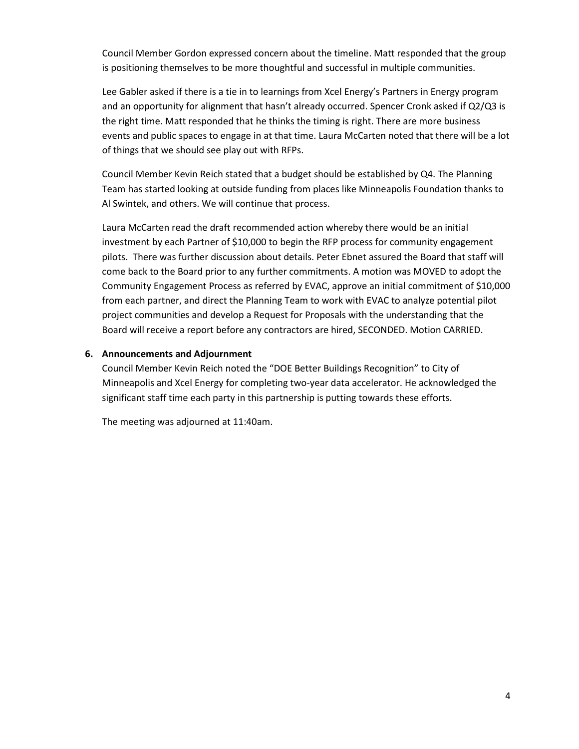Council Member Gordon expressed concern about the timeline. Matt responded that the group is positioning themselves to be more thoughtful and successful in multiple communities.

Lee Gabler asked if there is a tie in to learnings from Xcel Energy's Partners in Energy program and an opportunity for alignment that hasn't already occurred. Spencer Cronk asked if Q2/Q3 is the right time. Matt responded that he thinks the timing is right. There are more business events and public spaces to engage in at that time. Laura McCarten noted that there will be a lot of things that we should see play out with RFPs.

Council Member Kevin Reich stated that a budget should be established by Q4. The Planning Team has started looking at outside funding from places like Minneapolis Foundation thanks to Al Swintek, and others. We will continue that process.

Laura McCarten read the draft recommended action whereby there would be an initial investment by each Partner of $10,000 to begin the RFP process for community engagement pilots. There was further discussion about details. Peter Ebnet assured the Board that staff will come back to the Board prior to any further commitments. A motion was MOVED to adopt the Community Engagement Process as referred by EVAC, approve an initial commitment of $10,000 from each partner, and direct the Planning Team to work with EVAC to analyze potential pilot project communities and develop a Request for Proposals with the understanding that the Board will receive a report before any contractors are hired, SECONDED. Motion CARRIED.

**6. Announcements and Adjournment**

Council Member Kevin Reich noted the "DOE Better Buildings Recognition" to City of Minneapolis and Xcel Energy for completing two-year data accelerator. He acknowledged the significant staff time each party in this partnership is putting towards these efforts.

The meeting was adjourned at 11:40am.